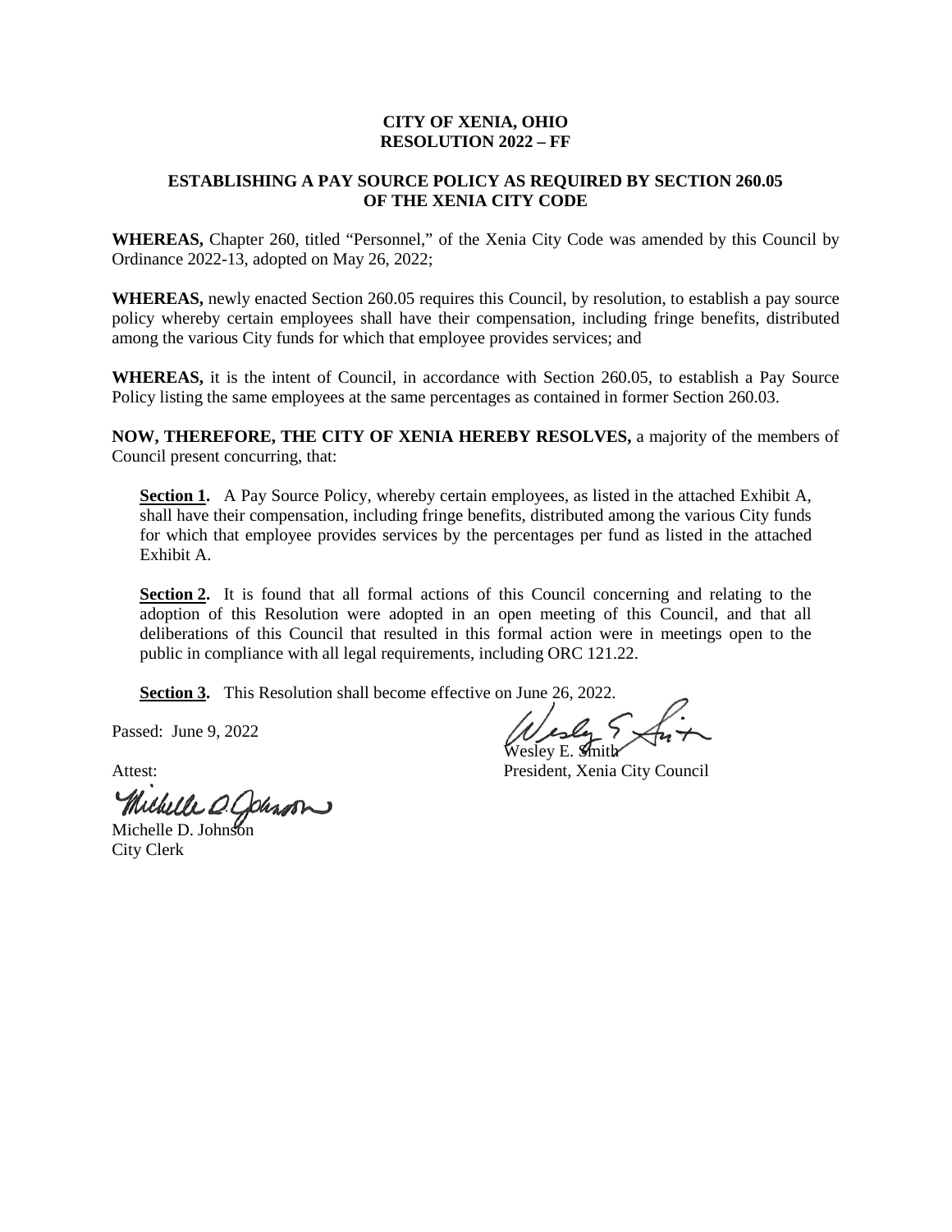**CITY OF XENIA, OHIO**
**RESOLUTION 2022 – FF**

**ESTABLISHING A PAY SOURCE POLICY AS REQUIRED BY SECTION 260.05 OF THE XENIA CITY CODE**

**WHEREAS,** Chapter 260, titled "Personnel," of the Xenia City Code was amended by this Council by Ordinance 2022-13, adopted on May 26, 2022;

**WHEREAS,** newly enacted Section 260.05 requires this Council, by resolution, to establish a pay source policy whereby certain employees shall have their compensation, including fringe benefits, distributed among the various City funds for which that employee provides services; and

**WHEREAS,** it is the intent of Council, in accordance with Section 260.05, to establish a Pay Source Policy listing the same employees at the same percentages as contained in former Section 260.03.

**NOW, THEREFORE, THE CITY OF XENIA HEREBY RESOLVES,** a majority of the members of Council present concurring, that:

**Section 1.** A Pay Source Policy, whereby certain employees, as listed in the attached Exhibit A, shall have their compensation, including fringe benefits, distributed among the various City funds for which that employee provides services by the percentages per fund as listed in the attached Exhibit A.

**Section 2.** It is found that all formal actions of this Council concerning and relating to the adoption of this Resolution were adopted in an open meeting of this Council, and that all deliberations of this Council that resulted in this formal action were in meetings open to the public in compliance with all legal requirements, including ORC 121.22.

**Section 3.** This Resolution shall become effective on June 26, 2022.

Passed: June 9, 2022

Wesley E. Smith
President, Xenia City Council

Attest:

Michelle D. Johnson
City Clerk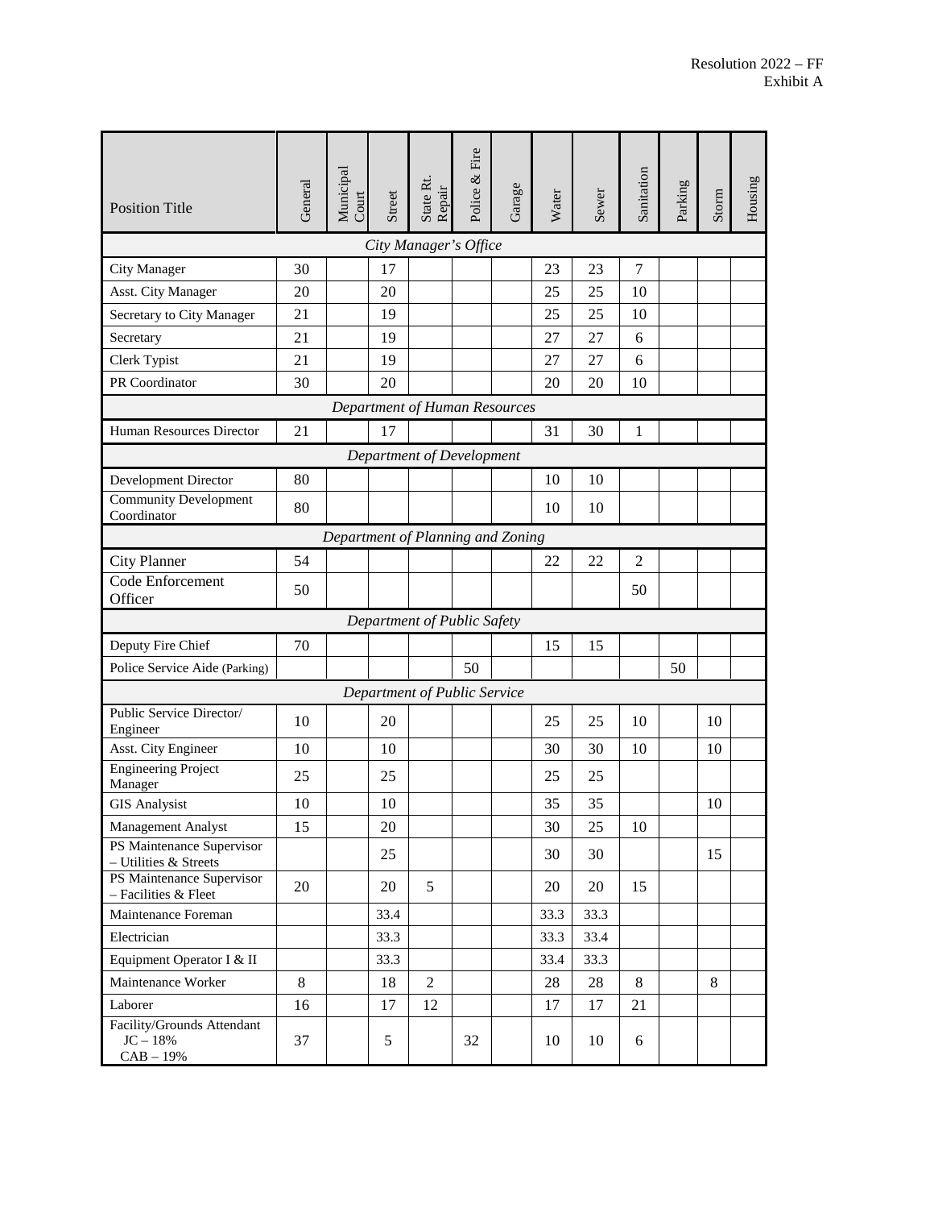Resolution 2022 – FF
Exhibit A

| Position Title | General | Municipal Court | Street | State Rt. Repair | Police & Fire | Garage | Water | Sewer | Sanitation | Parking | Storm | Housing |
|---|---|---|---|---|---|---|---|---|---|---|---|---|
| *City Manager's Office* | | | | | | | | | | | | |
| City Manager | 30 | | 17 | | | | 23 | 23 | 7 | | | |
| Asst. City Manager | 20 | | 20 | | | | 25 | 25 | 10 | | | |
| Secretary to City Manager | 21 | | 19 | | | | 25 | 25 | 10 | | | |
| Secretary | 21 | | 19 | | | | 27 | 27 | 6 | | | |
| Clerk Typist | 21 | | 19 | | | | 27 | 27 | 6 | | | |
| PR Coordinator | 30 | | 20 | | | | 20 | 20 | 10 | | | |
| *Department of Human Resources* | | | | | | | | | | | | |
| Human Resources Director | 21 | | 17 | | | | 31 | 30 | 1 | | | |
| *Department of Development* | | | | | | | | | | | | |
| Development Director | 80 | | | | | | 10 | 10 | | | | |
| Community Development Coordinator | 80 | | | | | | 10 | 10 | | | | |
| *Department of Planning and Zoning* | | | | | | | | | | | | |
| City Planner | 54 | | | | | | 22 | 22 | 2 | | | |
| Code Enforcement Officer | 50 | | | | | | | | 50 | | | |
| *Department of Public Safety* | | | | | | | | | | | | |
| Deputy Fire Chief | 70 | | | | | | 15 | 15 | | | | |
| Police Service Aide (Parking) | | | | | 50 | | | | | 50 | | |
| *Department of Public Service* | | | | | | | | | | | | |
| Public Service Director/ Engineer | 10 | | 20 | | | | 25 | 25 | 10 | | 10 | |
| Asst. City Engineer | 10 | | 10 | | | | 30 | 30 | 10 | | 10 | |
| Engineering Project Manager | 25 | | 25 | | | | 25 | 25 | | | | |
| GIS Analysist | 10 | | 10 | | | | 35 | 35 | | | 10 | |
| Management Analyst | 15 | | 20 | | | | 30 | 25 | 10 | | | |
| PS Maintenance Supervisor – Utilities & Streets | | | 25 | | | | 30 | 30 | | | 15 | |
| PS Maintenance Supervisor – Facilities & Fleet | 20 | | 20 | 5 | | | 20 | 20 | 15 | | | |
| Maintenance Foreman | | | 33.4 | | | | 33.3 | 33.3 | | | | |
| Electrician | | | 33.3 | | | | 33.3 | 33.4 | | | | |
| Equipment Operator I & II | | | 33.3 | | | | 33.4 | 33.3 | | | | |
| Maintenance Worker | 8 | | 18 | 2 | | | 28 | 28 | 8 | | 8 | |
| Laborer | 16 | | 17 | 12 | | | 17 | 17 | 21 | | | |
| Facility/Grounds Attendant JC – 18% CAB – 19% | 37 | | 5 | | 32 | | 10 | 10 | 6 | | | |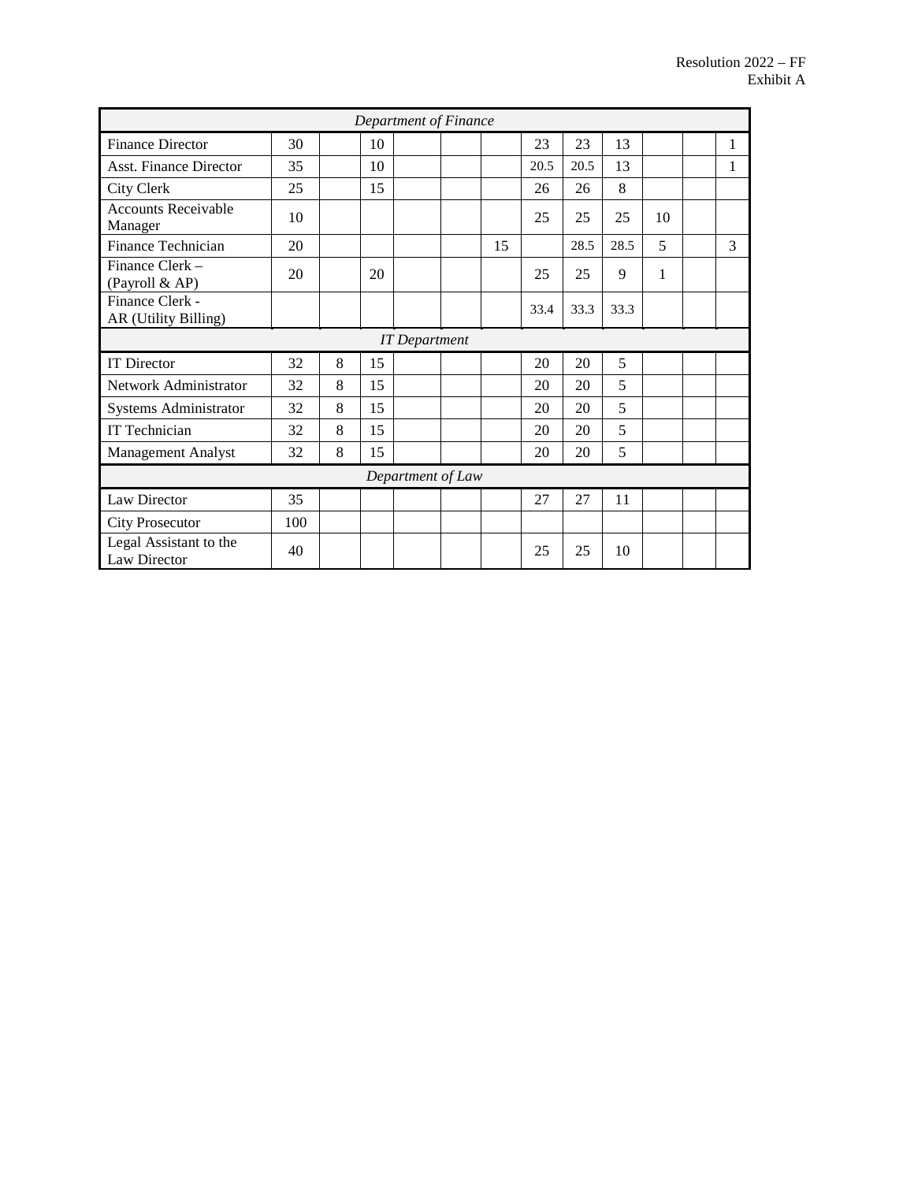| | | | | | | | | | | | | |
|---|---|---|---|---|---|---|---|---|---|---|---|---|
| *Department of Finance* | | | | | | | | | | | | |
| Finance Director | 30 | | 10 | | | | 23 | 23 | 13 | | | 1 |
| Asst. Finance Director | 35 | | 10 | | | | 20.5 | 20.5 | 13 | | | 1 |
| City Clerk | 25 | | 15 | | | | 26 | 26 | 8 | | | |
| Accounts Receivable Manager | 10 | | | | | | 25 | 25 | 25 | 10 | | |
| Finance Technician | 20 | | | | | 15 | | 28.5 | 28.5 | 5 | | 3 |
| Finance Clerk – (Payroll & AP) | 20 | | 20 | | | | 25 | 25 | 9 | 1 | | |
| Finance Clerk - AR (Utility Billing) | | | | | | | 33.4 | 33.3 | 33.3 | | | |
| *IT Department* | | | | | | | | | | | | |
| IT Director | 32 | 8 | 15 | | | | 20 | 20 | 5 | | | |
| Network Administrator | 32 | 8 | 15 | | | | 20 | 20 | 5 | | | |
| Systems Administrator | 32 | 8 | 15 | | | | 20 | 20 | 5 | | | |
| IT Technician | 32 | 8 | 15 | | | | 20 | 20 | 5 | | | |
| Management Analyst | 32 | 8 | 15 | | | | 20 | 20 | 5 | | | |
| *Department of Law* | | | | | | | | | | | | |
| Law Director | 35 | | | | | | 27 | 27 | 11 | | | |
| City Prosecutor | 100 | | | | | | | | | | | |
| Legal Assistant to the Law Director | 40 | | | | | | 25 | 25 | 10 | | | |